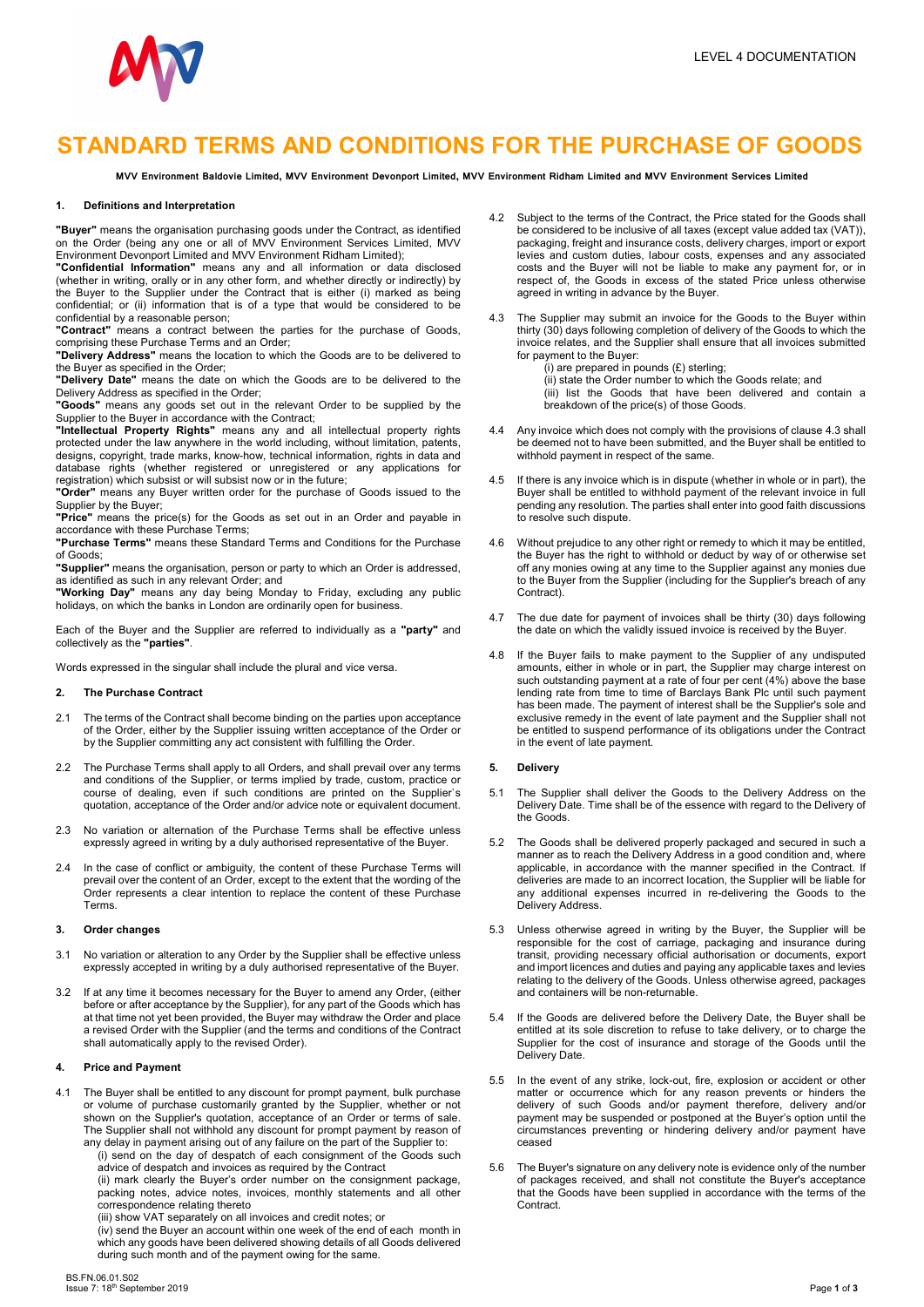LEVEL 4 DOCUMENTATION

# STANDARD TERMS AND CONDITIONS FOR THE PURCHASE OF GOODS

**MVV Environment Baldovie Limited, MVV Environment Devonport Limited, MVV Environment Ridham Limited and MVV Environment Services Limited**

## 1. Definitions and Interpretation

**"Buyer"** means the organisation purchasing goods under the Contract, as identified on the Order (being any one or all of MVV Environment Services Limited, MVV Environment Devonport Limited and MVV Environment Ridham Limited);

**"Confidential Information"** means any and all information or data disclosed (whether in writing, orally or in any other form, and whether directly or indirectly) by the Buyer to the Supplier under the Contract that is either (i) marked as being confidential; or (ii) information that is of a type that would be considered to be confidential by a reasonable person;

**"Contract"** means a contract between the parties for the purchase of Goods, comprising these Purchase Terms and an Order;

**"Delivery Address"** means the location to which the Goods are to be delivered to the Buyer as specified in the Order;

**"Delivery Date"** means the date on which the Goods are to be delivered to the Delivery Address as specified in the Order;

**"Goods"** means any goods set out in the relevant Order to be supplied by the Supplier to the Buyer in accordance with the Contract;

**"Intellectual Property Rights"** means any and all intellectual property rights protected under the law anywhere in the world including, without limitation, patents, designs, copyright, trade marks, know-how, technical information, rights in data and database rights (whether registered or unregistered or any applications for registration) which subsist or will subsist now or in the future;

**"Order"** means any Buyer written order for the purchase of Goods issued to the Supplier by the Buyer;

**"Price"** means the price(s) for the Goods as set out in an Order and payable in accordance with these Purchase Terms;

**"Purchase Terms"** means these Standard Terms and Conditions for the Purchase of Goods;

**"Supplier"** means the organisation, person or party to which an Order is addressed, as identified as such in any relevant Order; and

**"Working Day"** means any day being Monday to Friday, excluding any public holidays, on which the banks in London are ordinarily open for business.

Each of the Buyer and the Supplier are referred to individually as a **"party"** and collectively as the **"parties"**.

Words expressed in the singular shall include the plural and vice versa.

## 2. The Purchase Contract

2.1 The terms of the Contract shall become binding on the parties upon acceptance of the Order, either by the Supplier issuing written acceptance of the Order or by the Supplier committing any act consistent with fulfilling the Order.

2.2 The Purchase Terms shall apply to all Orders, and shall prevail over any terms and conditions of the Supplier, or terms implied by trade, custom, practice or course of dealing, even if such conditions are printed on the Supplier's quotation, acceptance of the Order and/or advice note or equivalent document.

2.3 No variation or alternation of the Purchase Terms shall be effective unless expressly agreed in writing by a duly authorised representative of the Buyer.

2.4 In the case of conflict or ambiguity, the content of these Purchase Terms will prevail over the content of an Order, except to the extent that the wording of the Order represents a clear intention to replace the content of these Purchase Terms.

## 3. Order changes

3.1 No variation or alteration to any Order by the Supplier shall be effective unless expressly accepted in writing by a duly authorised representative of the Buyer.

3.2 If at any time it becomes necessary for the Buyer to amend any Order, (either before or after acceptance by the Supplier), for any part of the Goods which has at that time not yet been provided, the Buyer may withdraw the Order and place a revised Order with the Supplier (and the terms and conditions of the Contract shall automatically apply to the revised Order).

## 4. Price and Payment

4.1 The Buyer shall be entitled to any discount for prompt payment, bulk purchase or volume of purchase customarily granted by the Supplier, whether or not shown on the Supplier's quotation, acceptance of an Order or terms of sale. The Supplier shall not withhold any discount for prompt payment by reason of any delay in payment arising out of any failure on the part of the Supplier to:

(i) send on the day of despatch of each consignment of the Goods such advice of despatch and invoices as required by the Contract

(ii) mark clearly the Buyer's order number on the consignment package, packing notes, advice notes, invoices, monthly statements and all other correspondence relating thereto

(iii) show VAT separately on all invoices and credit notes; or

(iv) send the Buyer an account within one week of the end of each month in which any goods have been delivered showing details of all Goods delivered during such month and of the payment owing for the same.

4.2 Subject to the terms of the Contract, the Price stated for the Goods shall be considered to be inclusive of all taxes (except value added tax (VAT)), packaging, freight and insurance costs, delivery charges, import or export levies and custom duties, labour costs, expenses and any associated costs and the Buyer will not be liable to make any payment for, or in respect of, the Goods in excess of the stated Price unless otherwise agreed in writing in advance by the Buyer.

4.3 The Supplier may submit an invoice for the Goods to the Buyer within thirty (30) days following completion of delivery of the Goods to which the invoice relates, and the Supplier shall ensure that all invoices submitted for payment to the Buyer:

(i) are prepared in pounds (£) sterling;

(ii) state the Order number to which the Goods relate; and

(iii) list the Goods that have been delivered and contain a breakdown of the price(s) of those Goods.

4.4 Any invoice which does not comply with the provisions of clause 4.3 shall be deemed not to have been submitted, and the Buyer shall be entitled to withhold payment in respect of the same.

4.5 If there is any invoice which is in dispute (whether in whole or in part), the Buyer shall be entitled to withhold payment of the relevant invoice in full pending any resolution. The parties shall enter into good faith discussions to resolve such dispute.

4.6 Without prejudice to any other right or remedy to which it may be entitled, the Buyer has the right to withhold or deduct by way of or otherwise set off any monies owing at any time to the Supplier against any monies due to the Buyer from the Supplier (including for the Supplier's breach of any Contract).

4.7 The due date for payment of invoices shall be thirty (30) days following the date on which the validly issued invoice is received by the Buyer.

4.8 If the Buyer fails to make payment to the Supplier of any undisputed amounts, either in whole or in part, the Supplier may charge interest on such outstanding payment at a rate of four per cent (4%) above the base lending rate from time to time of Barclays Bank Plc until such payment has been made. The payment of interest shall be the Supplier's sole and exclusive remedy in the event of late payment and the Supplier shall not be entitled to suspend performance of its obligations under the Contract in the event of late payment.

## 5. Delivery

5.1 The Supplier shall deliver the Goods to the Delivery Address on the Delivery Date. Time shall be of the essence with regard to the Delivery of the Goods.

5.2 The Goods shall be delivered properly packaged and secured in such a manner as to reach the Delivery Address in a good condition and, where applicable, in accordance with the manner specified in the Contract. If deliveries are made to an incorrect location, the Supplier will be liable for any additional expenses incurred in re-delivering the Goods to the Delivery Address.

5.3 Unless otherwise agreed in writing by the Buyer, the Supplier will be responsible for the cost of carriage, packaging and insurance during transit, providing necessary official authorisation or documents, export and import licences and duties and paying any applicable taxes and levies relating to the delivery of the Goods. Unless otherwise agreed, packages and containers will be non-returnable.

5.4 If the Goods are delivered before the Delivery Date, the Buyer shall be entitled at its sole discretion to refuse to take delivery, or to charge the Supplier for the cost of insurance and storage of the Goods until the Delivery Date.

5.5 In the event of any strike, lock-out, fire, explosion or accident or other matter or occurrence which for any reason prevents or hinders the delivery of such Goods and/or payment therefore, delivery and/or payment may be suspended or postponed at the Buyer's option until the circumstances preventing or hindering delivery and/or payment have ceased

5.6 The Buyer's signature on any delivery note is evidence only of the number of packages received, and shall not constitute the Buyer's acceptance that the Goods have been supplied in accordance with the terms of the Contract.

BS.FN.06.01.S02
Issue 7: 18th September 2019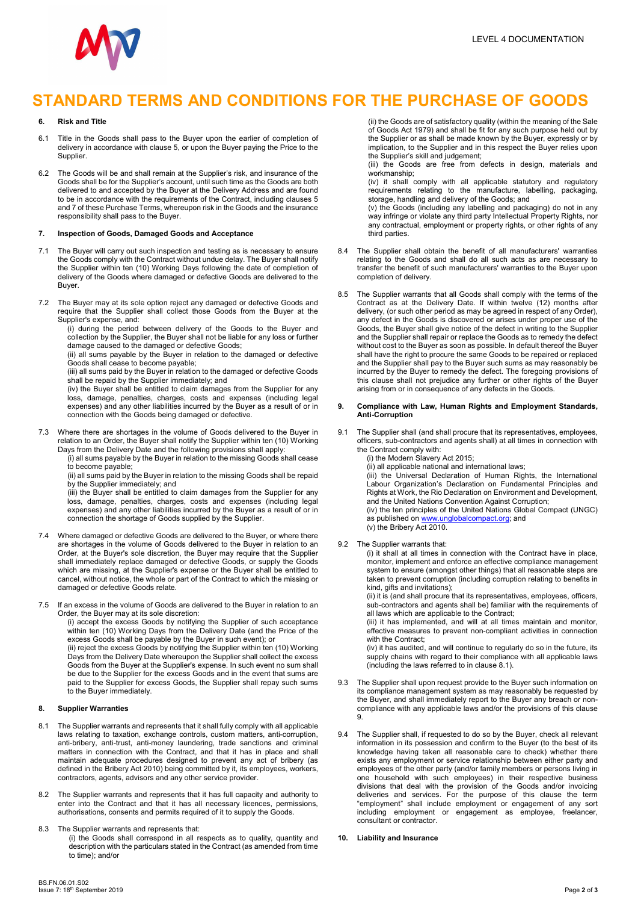# STANDARD TERMS AND CONDITIONS FOR THE PURCHASE OF GOODS

**6. Risk and Title**

6.1 Title in the Goods shall pass to the Buyer upon the earlier of completion of delivery in accordance with clause 5, or upon the Buyer paying the Price to the Supplier.

6.2 The Goods will be and shall remain at the Supplier's risk, and insurance of the Goods shall be for the Supplier's account, until such time as the Goods are both delivered to and accepted by the Buyer at the Delivery Address and are found to be in accordance with the requirements of the Contract, including clauses 5 and 7 of these Purchase Terms, whereupon risk in the Goods and the insurance responsibility shall pass to the Buyer.

**7. Inspection of Goods, Damaged Goods and Acceptance**

7.1 The Buyer will carry out such inspection and testing as is necessary to ensure the Goods comply with the Contract without undue delay. The Buyer shall notify the Supplier within ten (10) Working Days following the date of completion of delivery of the Goods where damaged or defective Goods are delivered to the Buyer.

7.2 The Buyer may at its sole option reject any damaged or defective Goods and require that the Supplier shall collect those Goods from the Buyer at the Supplier's expense, and:

(i) during the period between delivery of the Goods to the Buyer and collection by the Supplier, the Buyer shall not be liable for any loss or further damage caused to the damaged or defective Goods;

(ii) all sums payable by the Buyer in relation to the damaged or defective Goods shall cease to become payable;

(iii) all sums paid by the Buyer in relation to the damaged or defective Goods shall be repaid by the Supplier immediately; and

(iv) the Buyer shall be entitled to claim damages from the Supplier for any loss, damage, penalties, charges, costs and expenses (including legal expenses) and any other liabilities incurred by the Buyer as a result of or in connection with the Goods being damaged or defective.

7.3 Where there are shortages in the volume of Goods delivered to the Buyer in relation to an Order, the Buyer shall notify the Supplier within ten (10) Working Days from the Delivery Date and the following provisions shall apply:

(i) all sums payable by the Buyer in relation to the missing Goods shall cease to become payable;

(ii) all sums paid by the Buyer in relation to the missing Goods shall be repaid by the Supplier immediately; and

(iii) the Buyer shall be entitled to claim damages from the Supplier for any loss, damage, penalties, charges, costs and expenses (including legal expenses) and any other liabilities incurred by the Buyer as a result of or in connection the shortage of Goods supplied by the Supplier.

7.4 Where damaged or defective Goods are delivered to the Buyer, or where there are shortages in the volume of Goods delivered to the Buyer in relation to an Order, at the Buyer's sole discretion, the Buyer may require that the Supplier shall immediately replace damaged or defective Goods, or supply the Goods which are missing, at the Supplier's expense or the Buyer shall be entitled to cancel, without notice, the whole or part of the Contract to which the missing or damaged or defective Goods relate.

7.5 If an excess in the volume of Goods are delivered to the Buyer in relation to an Order, the Buyer may at its sole discretion:

(i) accept the excess Goods by notifying the Supplier of such acceptance within ten (10) Working Days from the Delivery Date (and the Price of the excess Goods shall be payable by the Buyer in such event); or

(ii) reject the excess Goods by notifying the Supplier within ten (10) Working Days from the Delivery Date whereupon the Supplier shall collect the excess Goods from the Buyer at the Supplier's expense. In such event no sum shall be due to the Supplier for the excess Goods and in the event that sums are paid to the Supplier for excess Goods, the Supplier shall repay such sums to the Buyer immediately.

**8. Supplier Warranties**

8.1 The Supplier warrants and represents that it shall fully comply with all applicable laws relating to taxation, exchange controls, custom matters, anti-corruption, anti-bribery, anti-trust, anti-money laundering, trade sanctions and criminal matters in connection with the Contract, and that it has in place and shall maintain adequate procedures designed to prevent any act of bribery (as defined in the Bribery Act 2010) being committed by it, its employees, workers, contractors, agents, advisors and any other service provider.

8.2 The Supplier warrants and represents that it has full capacity and authority to enter into the Contract and that it has all necessary licences, permissions, authorisations, consents and permits required of it to supply the Goods.

8.3 The Supplier warrants and represents that:

(i) the Goods shall correspond in all respects as to quality, quantity and description with the particulars stated in the Contract (as amended from time to time); and/or

(ii) the Goods are of satisfactory quality (within the meaning of the Sale of Goods Act 1979) and shall be fit for any such purpose held out by the Supplier or as shall be made known by the Buyer, expressly or by implication, to the Supplier and in this respect the Buyer relies upon the Supplier's skill and judgement;

(iii) the Goods are free from defects in design, materials and workmanship;

(iv) it shall comply with all applicable statutory and regulatory requirements relating to the manufacture, labelling, packaging, storage, handling and delivery of the Goods; and

(v) the Goods (including any labelling and packaging) do not in any way infringe or violate any third party Intellectual Property Rights, nor any contractual, employment or property rights, or other rights of any third parties.

8.4 The Supplier shall obtain the benefit of all manufacturers' warranties relating to the Goods and shall do all such acts as are necessary to transfer the benefit of such manufacturers' warranties to the Buyer upon completion of delivery.

8.5 The Supplier warrants that all Goods shall comply with the terms of the Contract as at the Delivery Date. If within twelve (12) months after delivery, (or such other period as may be agreed in respect of any Order), any defect in the Goods is discovered or arises under proper use of the Goods, the Buyer shall give notice of the defect in writing to the Supplier and the Supplier shall repair or replace the Goods as to remedy the defect without cost to the Buyer as soon as possible. In default thereof the Buyer shall have the right to procure the same Goods to be repaired or replaced and the Supplier shall pay to the Buyer such sums as may reasonably be incurred by the Buyer to remedy the defect. The foregoing provisions of this clause shall not prejudice any further or other rights of the Buyer arising from or in consequence of any defects in the Goods.

**9. Compliance with Law, Human Rights and Employment Standards, Anti-Corruption**

9.1 The Supplier shall (and shall procure that its representatives, employees, officers, sub-contractors and agents shall) at all times in connection with the Contract comply with:

(i) the Modern Slavery Act 2015;

(ii) all applicable national and international laws;

(iii) the Universal Declaration of Human Rights, the International Labour Organization's Declaration on Fundamental Principles and Rights at Work, the Rio Declaration on Environment and Development, and the United Nations Convention Against Corruption;

(iv) the ten principles of the United Nations Global Compact (UNGC) as published on www.unglobalcompact.org; and

(v) the Bribery Act 2010.

9.2 The Supplier warrants that:

(i) it shall at all times in connection with the Contract have in place, monitor, implement and enforce an effective compliance management system to ensure (amongst other things) that all reasonable steps are taken to prevent corruption (including corruption relating to benefits in kind, gifts and invitations);

(ii) it is (and shall procure that its representatives, employees, officers, sub-contractors and agents shall be) familiar with the requirements of all laws which are applicable to the Contract;

(iii) it has implemented, and will at all times maintain and monitor, effective measures to prevent non-compliant activities in connection with the Contract;

(iv) it has audited, and will continue to regularly do so in the future, its supply chains with regard to their compliance with all applicable laws (including the laws referred to in clause 8.1).

9.3 The Supplier shall upon request provide to the Buyer such information on its compliance management system as may reasonably be requested by the Buyer, and shall immediately report to the Buyer any breach or non-compliance with any applicable laws and/or the provisions of this clause 9.

9.4 The Supplier shall, if requested to do so by the Buyer, check all relevant information in its possession and confirm to the Buyer (to the best of its knowledge having taken all reasonable care to check) whether there exists any employment or service relationship between either party and employees of the other party (and/or family members or persons living in one household with such employees) in their respective business divisions that deal with the provision of the Goods and/or invoicing deliveries and services. For the purpose of this clause the term "employment" shall include employment or engagement of any sort including employment or engagement as employee, freelancer, consultant or contractor.

**10. Liability and Insurance**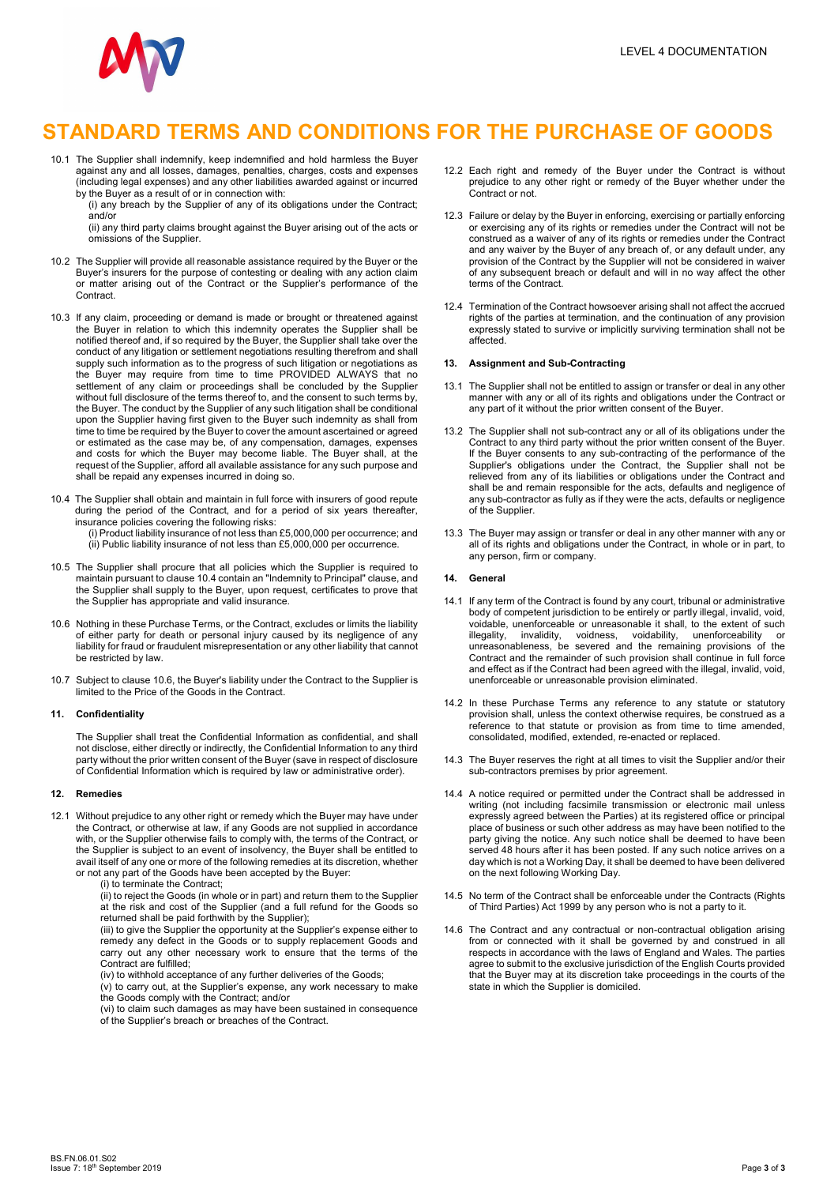# STANDARD TERMS AND CONDITIONS FOR THE PURCHASE OF GOODS

10.1 The Supplier shall indemnify, keep indemnified and hold harmless the Buyer against any and all losses, damages, penalties, charges, costs and expenses (including legal expenses) and any other liabilities awarded against or incurred by the Buyer as a result of or in connection with:

(i) any breach by the Supplier of any of its obligations under the Contract; and/or

(ii) any third party claims brought against the Buyer arising out of the acts or omissions of the Supplier.

10.2 The Supplier will provide all reasonable assistance required by the Buyer or the Buyer's insurers for the purpose of contesting or dealing with any action claim or matter arising out of the Contract or the Supplier's performance of the Contract.

10.3 If any claim, proceeding or demand is made or brought or threatened against the Buyer in relation to which this indemnity operates the Supplier shall be notified thereof and, if so required by the Buyer, the Supplier shall take over the conduct of any litigation or settlement negotiations resulting therefrom and shall supply such information as to the progress of such litigation or negotiations as the Buyer may require from time to time PROVIDED ALWAYS that no settlement of any claim or proceedings shall be concluded by the Supplier without full disclosure of the terms thereof to, and the consent to such terms by, the Buyer. The conduct by the Supplier of any such litigation shall be conditional upon the Supplier having first given to the Buyer such indemnity as shall from time to time be required by the Buyer to cover the amount ascertained or agreed or estimated as the case may be, of any compensation, damages, expenses and costs for which the Buyer may become liable. The Buyer shall, at the request of the Supplier, afford all available assistance for any such purpose and shall be repaid any expenses incurred in doing so.

10.4 The Supplier shall obtain and maintain in full force with insurers of good repute during the period of the Contract, and for a period of six years thereafter, insurance policies covering the following risks:

(i) Product liability insurance of not less than £5,000,000 per occurrence; and

(ii) Public liability insurance of not less than £5,000,000 per occurrence.

10.5 The Supplier shall procure that all policies which the Supplier is required to maintain pursuant to clause 10.4 contain an "Indemnity to Principal" clause, and the Supplier shall supply to the Buyer, upon request, certificates to prove that the Supplier has appropriate and valid insurance.

10.6 Nothing in these Purchase Terms, or the Contract, excludes or limits the liability of either party for death or personal injury caused by its negligence of any liability for fraud or fraudulent misrepresentation or any other liability that cannot be restricted by law.

10.7 Subject to clause 10.6, the Buyer's liability under the Contract to the Supplier is limited to the Price of the Goods in the Contract.

## 11. Confidentiality

The Supplier shall treat the Confidential Information as confidential, and shall not disclose, either directly or indirectly, the Confidential Information to any third party without the prior written consent of the Buyer (save in respect of disclosure of Confidential Information which is required by law or administrative order).

## 12. Remedies

12.1 Without prejudice to any other right or remedy which the Buyer may have under the Contract, or otherwise at law, if any Goods are not supplied in accordance with, or the Supplier otherwise fails to comply with, the terms of the Contract, or the Supplier is subject to an event of insolvency, the Buyer shall be entitled to avail itself of any one or more of the following remedies at its discretion, whether or not any part of the Goods have been accepted by the Buyer:

(i) to terminate the Contract;

(ii) to reject the Goods (in whole or in part) and return them to the Supplier at the risk and cost of the Supplier (and a full refund for the Goods so returned shall be paid forthwith by the Supplier);

(iii) to give the Supplier the opportunity at the Supplier's expense either to remedy any defect in the Goods or to supply replacement Goods and carry out any other necessary work to ensure that the terms of the Contract are fulfilled;

(iv) to withhold acceptance of any further deliveries of the Goods;

(v) to carry out, at the Supplier's expense, any work necessary to make the Goods comply with the Contract; and/or

(vi) to claim such damages as may have been sustained in consequence of the Supplier's breach or breaches of the Contract.

12.2 Each right and remedy of the Buyer under the Contract is without prejudice to any other right or remedy of the Buyer whether under the Contract or not.

12.3 Failure or delay by the Buyer in enforcing, exercising or partially enforcing or exercising any of its rights or remedies under the Contract will not be construed as a waiver of any of its rights or remedies under the Contract and any waiver by the Buyer of any breach of, or any default under, any provision of the Contract by the Supplier will not be considered in waiver of any subsequent breach or default and will in no way affect the other terms of the Contract.

12.4 Termination of the Contract howsoever arising shall not affect the accrued rights of the parties at termination, and the continuation of any provision expressly stated to survive or implicitly surviving termination shall not be affected.

## 13. Assignment and Sub-Contracting

13.1 The Supplier shall not be entitled to assign or transfer or deal in any other manner with any or all of its rights and obligations under the Contract or any part of it without the prior written consent of the Buyer.

13.2 The Supplier shall not sub-contract any or all of its obligations under the Contract to any third party without the prior written consent of the Buyer. If the Buyer consents to any sub-contracting of the performance of the Supplier's obligations under the Contract, the Supplier shall not be relieved from any of its liabilities or obligations under the Contract and shall be and remain responsible for the acts, defaults and negligence of any sub-contractor as fully as if they were the acts, defaults or negligence of the Supplier.

13.3 The Buyer may assign or transfer or deal in any other manner with any or all of its rights and obligations under the Contract, in whole or in part, to any person, firm or company.

## 14. General

14.1 If any term of the Contract is found by any court, tribunal or administrative body of competent jurisdiction to be entirely or partly illegal, invalid, void, voidable, unenforceable or unreasonable it shall, to the extent of such illegality, invalidity, voidness, voidability, unenforceability or unreasonableness, be severed and the remaining provisions of the Contract and the remainder of such provision shall continue in full force and effect as if the Contract had been agreed with the illegal, invalid, void, unenforceable or unreasonable provision eliminated.

14.2 In these Purchase Terms any reference to any statute or statutory provision shall, unless the context otherwise requires, be construed as a reference to that statute or provision as from time to time amended, consolidated, modified, extended, re-enacted or replaced.

14.3 The Buyer reserves the right at all times to visit the Supplier and/or their sub-contractors premises by prior agreement.

14.4 A notice required or permitted under the Contract shall be addressed in writing (not including facsimile transmission or electronic mail unless expressly agreed between the Parties) at its registered office or principal place of business or such other address as may have been notified to the party giving the notice. Any such notice shall be deemed to have been served 48 hours after it has been posted. If any such notice arrives on a day which is not a Working Day, it shall be deemed to have been delivered on the next following Working Day.

14.5 No term of the Contract shall be enforceable under the Contracts (Rights of Third Parties) Act 1999 by any person who is not a party to it.

14.6 The Contract and any contractual or non-contractual obligation arising from or connected with it shall be governed by and construed in all respects in accordance with the laws of England and Wales. The parties agree to submit to the exclusive jurisdiction of the English Courts provided that the Buyer may at its discretion take proceedings in the courts of the state in which the Supplier is domiciled.